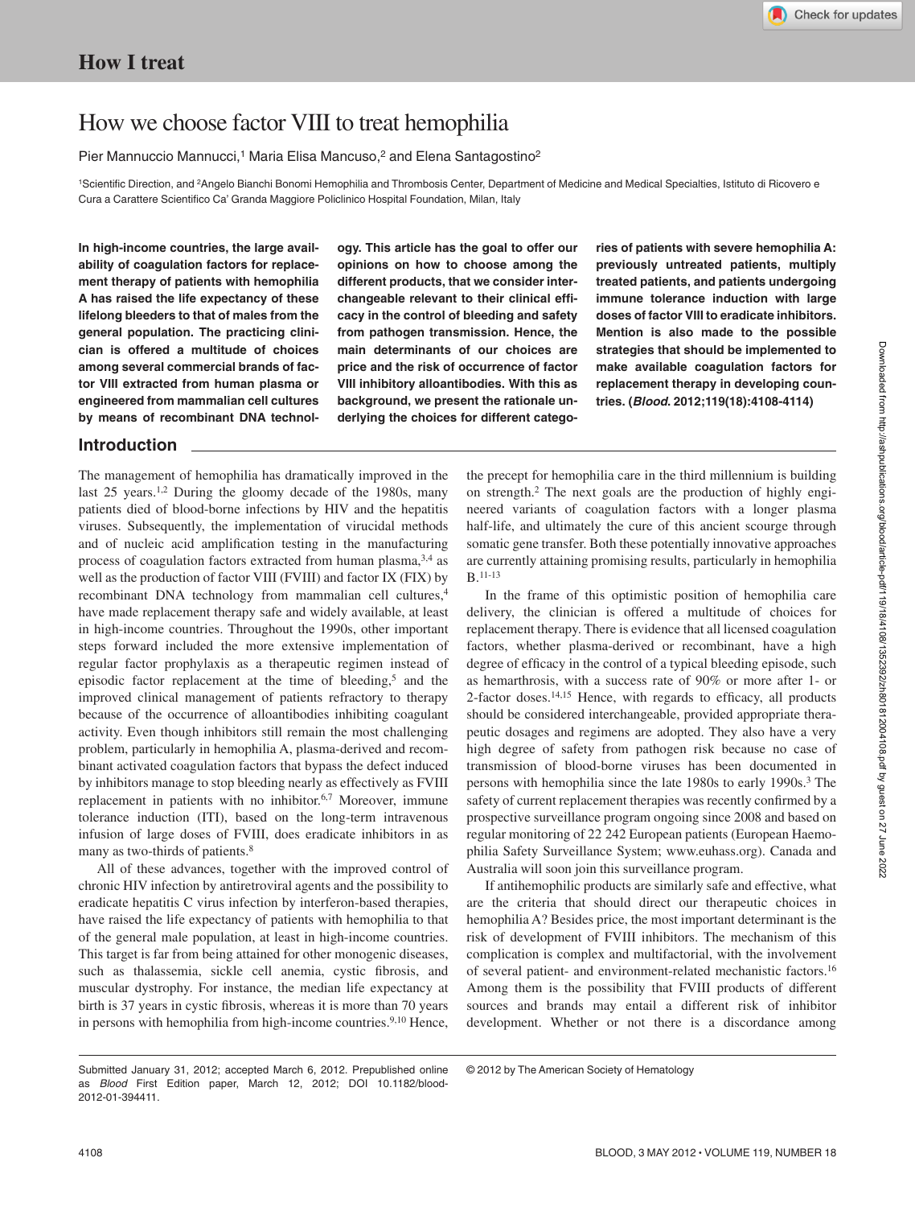# How we choose factor VIII to treat hemophilia

Pier Mannuccio Mannucci,[1] Maria Elisa Mancuso,[2] and Elena Santagostino[2]

[1]Scientific Direction, and [2]Angelo Bianchi Bonomi Hemophilia and Thrombosis Center, Department of Medicine and Medical Specialties, Istituto di Ricovero e Cura a Carattere Scientifico Ca' Granda Maggiore Policlinico Hospital Foundation, Milan, Italy

**In high-income countries, the large availability of coagulation factors for replacement therapy of patients with hemophilia A has raised the life expectancy of these lifelong bleeders to that of males from the general population. The practicing clinician is offered a multitude of choices among several commercial brands of factor VIII extracted from human plasma or engineered from mammalian cell cultures by means of recombinant DNA technology. This article has the goal to offer our opinions on how to choose among the different products, that we consider interchangeable relevant to their clinical efficacy in the control of bleeding and safety from pathogen transmission. Hence, the main determinants of our choices are price and the risk of occurrence of factor VIII inhibitory alloantibodies. With this as background, we present the rationale underlying the choices for different categories of patients with severe hemophilia A: previously untreated patients, multiply treated patients, and patients undergoing immune tolerance induction with large doses of factor VIII to eradicate inhibitors. Mention is also made to the possible strategies that should be implemented to make available coagulation factors for replacement therapy in developing countries. (*Blood*. 2012;119(18):4108-4114)**

## Introduction

The management of hemophilia has dramatically improved in the last 25 years.[1,2] During the gloomy decade of the 1980s, many patients died of blood-borne infections by HIV and the hepatitis viruses. Subsequently, the implementation of virucidal methods and of nucleic acid amplification testing in the manufacturing process of coagulation factors extracted from human plasma,[3,4] as well as the production of factor VIII (FVIII) and factor IX (FIX) by recombinant DNA technology from mammalian cell cultures,[4] have made replacement therapy safe and widely available, at least in high-income countries. Throughout the 1990s, other important steps forward included the more extensive implementation of regular factor prophylaxis as a therapeutic regimen instead of episodic factor replacement at the time of bleeding,[5] and the improved clinical management of patients refractory to therapy because of the occurrence of alloantibodies inhibiting coagulant activity. Even though inhibitors still remain the most challenging problem, particularly in hemophilia A, plasma-derived and recombinant activated coagulation factors that bypass the defect induced by inhibitors manage to stop bleeding nearly as effectively as FVIII replacement in patients with no inhibitor.[6,7] Moreover, immune tolerance induction (ITI), based on the long-term intravenous infusion of large doses of FVIII, does eradicate inhibitors in as many as two-thirds of patients.[8]

All of these advances, together with the improved control of chronic HIV infection by antiretroviral agents and the possibility to eradicate hepatitis C virus infection by interferon-based therapies, have raised the life expectancy of patients with hemophilia to that of the general male population, at least in high-income countries. This target is far from being attained for other monogenic diseases, such as thalassemia, sickle cell anemia, cystic fibrosis, and muscular dystrophy. For instance, the median life expectancy at birth is 37 years in cystic fibrosis, whereas it is more than 70 years in persons with hemophilia from high-income countries.[9,10] Hence, the precept for hemophilia care in the third millennium is building on strength.[2] The next goals are the production of highly engineered variants of coagulation factors with a longer plasma half-life, and ultimately the cure of this ancient scourge through somatic gene transfer. Both these potentially innovative approaches are currently attaining promising results, particularly in hemophilia B.[11-13]

In the frame of this optimistic position of hemophilia care delivery, the clinician is offered a multitude of choices for replacement therapy. There is evidence that all licensed coagulation factors, whether plasma-derived or recombinant, have a high degree of efficacy in the control of a typical bleeding episode, such as hemarthrosis, with a success rate of 90% or more after 1- or 2-factor doses.[14,15] Hence, with regards to efficacy, all products should be considered interchangeable, provided appropriate therapeutic dosages and regimens are adopted. They also have a very high degree of safety from pathogen risk because no case of transmission of blood-borne viruses has been documented in persons with hemophilia since the late 1980s to early 1990s.[3] The safety of current replacement therapies was recently confirmed by a prospective surveillance program ongoing since 2008 and based on regular monitoring of 22 242 European patients (European Haemophilia Safety Surveillance System; www.euhass.org). Canada and Australia will soon join this surveillance program.

If antihemophilic products are similarly safe and effective, what are the criteria that should direct our therapeutic choices in hemophilia A? Besides price, the most important determinant is the risk of development of FVIII inhibitors. The mechanism of this complication is complex and multifactorial, with the involvement of several patient- and environment-related mechanistic factors.[16] Among them is the possibility that FVIII products of different sources and brands may entail a different risk of inhibitor development. Whether or not there is a discordance among

Submitted January 31, 2012; accepted March 6, 2012. Prepublished online as *Blood* First Edition paper, March 12, 2012; DOI 10.1182/blood-2012-01-394411.

© 2012 by The American Society of Hematology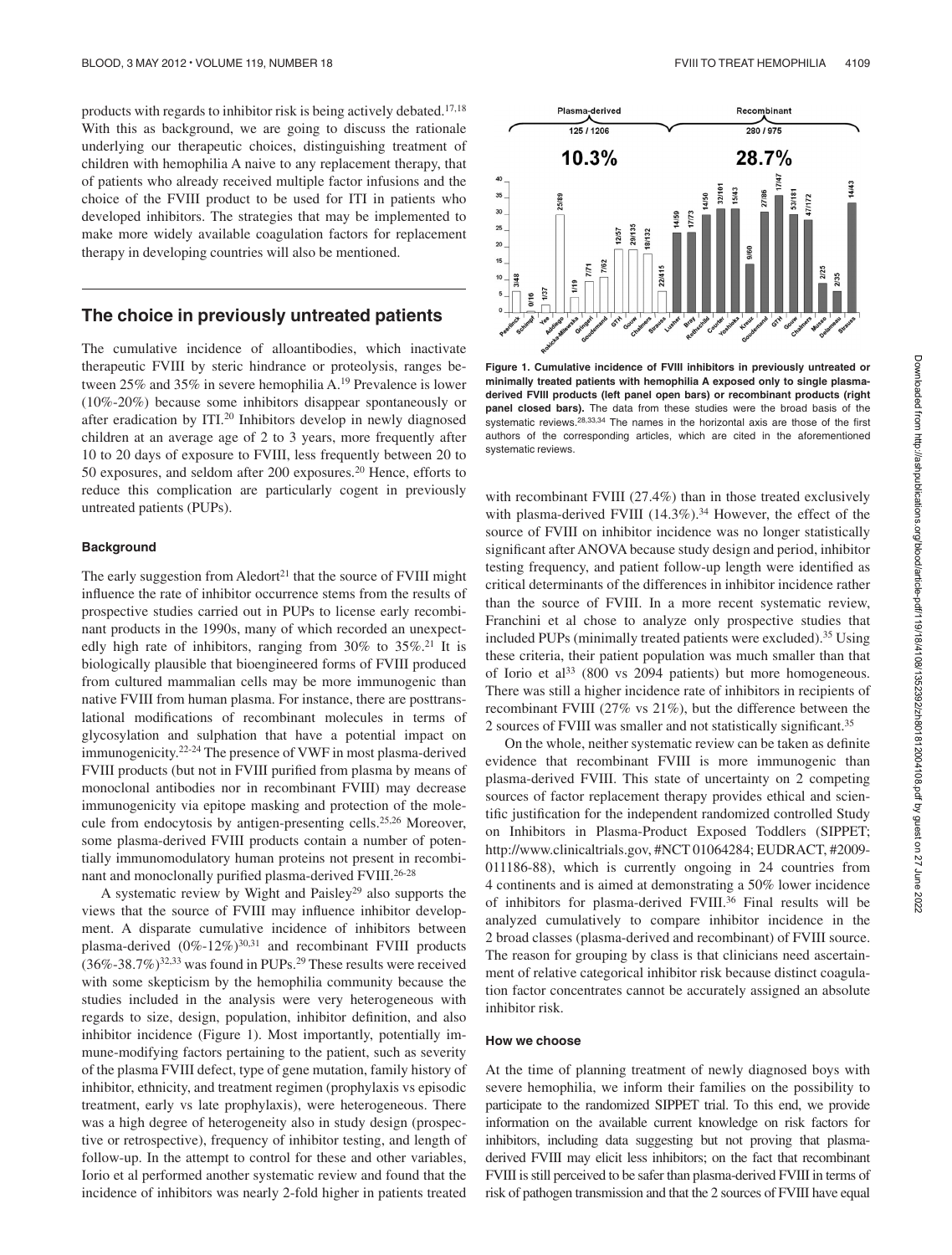products with regards to inhibitor risk is being actively debated.[17,18] With this as background, we are going to discuss the rationale underlying our therapeutic choices, distinguishing treatment of children with hemophilia A naive to any replacement therapy, that of patients who already received multiple factor infusions and the choice of the FVIII product to be used for ITI in patients who developed inhibitors. The strategies that may be implemented to make more widely available coagulation factors for replacement therapy in developing countries will also be mentioned.

## The choice in previously untreated patients

The cumulative incidence of alloantibodies, which inactivate therapeutic FVIII by steric hindrance or proteolysis, ranges between 25% and 35% in severe hemophilia A.[19] Prevalence is lower (10%-20%) because some inhibitors disappear spontaneously or after eradication by ITI.[20] Inhibitors develop in newly diagnosed children at an average age of 2 to 3 years, more frequently after 10 to 20 days of exposure to FVIII, less frequently between 20 to 50 exposures, and seldom after 200 exposures.[20] Hence, efforts to reduce this complication are particularly cogent in previously untreated patients (PUPs).

### Background

The early suggestion from Aledort[21] that the source of FVIII might influence the rate of inhibitor occurrence stems from the results of prospective studies carried out in PUPs to license early recombinant products in the 1990s, many of which recorded an unexpectedly high rate of inhibitors, ranging from 30% to 35%.[21] It is biologically plausible that bioengineered forms of FVIII produced from cultured mammalian cells may be more immunogenic than native FVIII from human plasma. For instance, there are posttranslational modifications of recombinant molecules in terms of glycosylation and sulphation that have a potential impact on immunogenicity.[22-24] The presence of VWF in most plasma-derived FVIII products (but not in FVIII purified from plasma by means of monoclonal antibodies nor in recombinant FVIII) may decrease immunogenicity via epitope masking and protection of the molecule from endocytosis by antigen-presenting cells.[25,26] Moreover, some plasma-derived FVIII products contain a number of potentially immunomodulatory human proteins not present in recombinant and monoclonally purified plasma-derived FVIII.[26-28]

A systematic review by Wight and Paisley[29] also supports the views that the source of FVIII may influence inhibitor development. A disparate cumulative incidence of inhibitors between plasma-derived (0%-12%)[30,31] and recombinant FVIII products (36%-38.7%)[32,33] was found in PUPs.[29] These results were received with some skepticism by the hemophilia community because the studies included in the analysis were very heterogeneous with regards to size, design, population, inhibitor definition, and also inhibitor incidence (Figure 1). Most importantly, potentially immune-modifying factors pertaining to the patient, such as severity of the plasma FVIII defect, type of gene mutation, family history of inhibitor, ethnicity, and treatment regimen (prophylaxis vs episodic treatment, early vs late prophylaxis), were heterogeneous. There was a high degree of heterogeneity also in study design (prospective or retrospective), frequency of inhibitor testing, and length of follow-up. In the attempt to control for these and other variables, Iorio et al performed another systematic review and found that the incidence of inhibitors was nearly 2-fold higher in patients treated with recombinant FVIII (27.4%) than in those treated exclusively with plasma-derived FVIII (14.3%).[34] However, the effect of the source of FVIII on inhibitor incidence was no longer statistically significant after ANOVA because study design and period, inhibitor testing frequency, and patient follow-up length were identified as critical determinants of the differences in inhibitor incidence rather than the source of FVIII. In a more recent systematic review, Franchini et al chose to analyze only prospective studies that included PUPs (minimally treated patients were excluded).[35] Using these criteria, their patient population was much smaller than that of Iorio et al[33] (800 vs 2094 patients) but more homogeneous. There was still a higher incidence rate of inhibitors in recipients of recombinant FVIII (27% vs 21%), but the difference between the 2 sources of FVIII was smaller and not statistically significant.[35]

**Figure 1. Cumulative incidence of FVIII inhibitors in previously untreated or minimally treated patients with hemophilia A exposed only to single plasma-derived FVIII products (left panel open bars) or recombinant products (right panel closed bars).** The data from these studies were the broad basis of the systematic reviews.[28,33,34] The names in the horizontal axis are those of the first authors of the corresponding articles, which are cited in the aforementioned systematic reviews.

On the whole, neither systematic review can be taken as definite evidence that recombinant FVIII is more immunogenic than plasma-derived FVIII. This state of uncertainty on 2 competing sources of factor replacement therapy provides ethical and scientific justification for the independent randomized controlled Study on Inhibitors in Plasma-Product Exposed Toddlers (SIPPET; http://www.clinicaltrials.gov, #NCT 01064284; EUDRACT, #2009-011186-88), which is currently ongoing in 24 countries from 4 continents and is aimed at demonstrating a 50% lower incidence of inhibitors for plasma-derived FVIII.[36] Final results will be analyzed cumulatively to compare inhibitor incidence in the 2 broad classes (plasma-derived and recombinant) of FVIII source. The reason for grouping by class is that clinicians need ascertainment of relative categorical inhibitor risk because distinct coagulation factor concentrates cannot be accurately assigned an absolute inhibitor risk.

### How we choose

At the time of planning treatment of newly diagnosed boys with severe hemophilia, we inform their families on the possibility to participate to the randomized SIPPET trial. To this end, we provide information on the available current knowledge on risk factors for inhibitors, including data suggesting but not proving that plasma-derived FVIII may elicit less inhibitors; on the fact that recombinant FVIII is still perceived to be safer than plasma-derived FVIII in terms of risk of pathogen transmission and that the 2 sources of FVIII have equal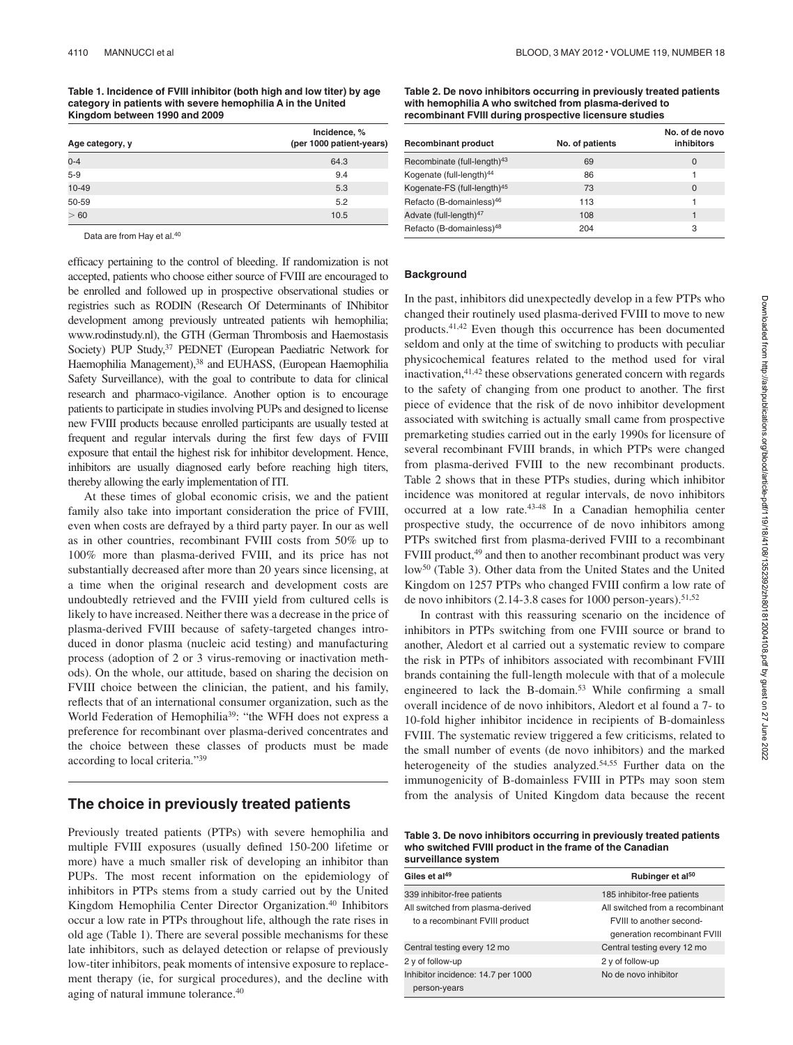**Table 1. Incidence of FVIII inhibitor (both high and low titer) by age category in patients with severe hemophilia A in the United Kingdom between 1990 and 2009**

| Age category, y | Incidence, % (per 1000 patient-years) |
|---|---|
| 0-4 | 64.3 |
| 5-9 | 9.4 |
| 10-49 | 5.3 |
| 50-59 | 5.2 |
| > 60 | 10.5 |

Data are from Hay et al.[40]

efficacy pertaining to the control of bleeding. If randomization is not accepted, patients who choose either source of FVIII are encouraged to be enrolled and followed up in prospective observational studies or registries such as RODIN (Research Of Determinants of INhibitor development among previously untreated patients wih hemophilia; www.rodinstudy.nl), the GTH (German Thrombosis and Haemostasis Society) PUP Study,[37] PEDNET (European Paediatric Network for Haemophilia Management),[38] and EUHASS, (European Haemophilia Safety Surveillance), with the goal to contribute to data for clinical research and pharmaco-vigilance. Another option is to encourage patients to participate in studies involving PUPs and designed to license new FVIII products because enrolled participants are usually tested at frequent and regular intervals during the first few days of FVIII exposure that entail the highest risk for inhibitor development. Hence, inhibitors are usually diagnosed early before reaching high titers, thereby allowing the early implementation of ITI.

At these times of global economic crisis, we and the patient family also take into important consideration the price of FVIII, even when costs are defrayed by a third party payer. In our as well as in other countries, recombinant FVIII costs from 50% up to 100% more than plasma-derived FVIII, and its price has not substantially decreased after more than 20 years since licensing, at a time when the original research and development costs are undoubtedly retrieved and the FVIII yield from cultured cells is likely to have increased. Neither there was a decrease in the price of plasma-derived FVIII because of safety-targeted changes introduced in donor plasma (nucleic acid testing) and manufacturing process (adoption of 2 or 3 virus-removing or inactivation methods). On the whole, our attitude, based on sharing the decision on FVIII choice between the clinician, the patient, and his family, reflects that of an international consumer organization, such as the World Federation of Hemophilia[39]: "the WFH does not express a preference for recombinant over plasma-derived concentrates and the choice between these classes of products must be made according to local criteria."[39]

## The choice in previously treated patients

Previously treated patients (PTPs) with severe hemophilia and multiple FVIII exposures (usually defined 150-200 lifetime or more) have a much smaller risk of developing an inhibitor than PUPs. The most recent information on the epidemiology of inhibitors in PTPs stems from a study carried out by the United Kingdom Hemophilia Center Director Organization.[40] Inhibitors occur a low rate in PTPs throughout life, although the rate rises in old age (Table 1). There are several possible mechanisms for these late inhibitors, such as delayed detection or relapse of previously low-titer inhibitors, peak moments of intensive exposure to replacement therapy (ie, for surgical procedures), and the decline with aging of natural immune tolerance.[40]

**Table 2. De novo inhibitors occurring in previously treated patients with hemophilia A who switched from plasma-derived to recombinant FVIII during prospective licensure studies**

| Recombinant product | No. of patients | No. of de novo inhibitors |
|---|---|---|
| Recombinate (full-length)[43] | 69 | 0 |
| Kogenate (full-length)[44] | 86 | 1 |
| Kogenate-FS (full-length)[45] | 73 | 0 |
| Refacto (B-domainless)[46] | 113 | 1 |
| Advate (full-length)[47] | 108 | 1 |
| Refacto (B-domainless)[48] | 204 | 3 |

### Background

In the past, inhibitors did unexpectedly develop in a few PTPs who changed their routinely used plasma-derived FVIII to move to new products.[41,42] Even though this occurrence has been documented seldom and only at the time of switching to products with peculiar physicochemical features related to the method used for viral inactivation,[41,42] these observations generated concern with regards to the safety of changing from one product to another. The first piece of evidence that the risk of de novo inhibitor development associated with switching is actually small came from prospective premarketing studies carried out in the early 1990s for licensure of several recombinant FVIII brands, in which PTPs were changed from plasma-derived FVIII to the new recombinant products. Table 2 shows that in these PTPs studies, during which inhibitor incidence was monitored at regular intervals, de novo inhibitors occurred at a low rate.[43-48] In a Canadian hemophilia center prospective study, the occurrence of de novo inhibitors among PTPs switched first from plasma-derived FVIII to a recombinant FVIII product,[49] and then to another recombinant product was very low[50] (Table 3). Other data from the United States and the United Kingdom on 1257 PTPs who changed FVIII confirm a low rate of de novo inhibitors (2.14-3.8 cases for 1000 person-years).[51,52]

In contrast with this reassuring scenario on the incidence of inhibitors in PTPs switching from one FVIII source or brand to another, Aledort et al carried out a systematic review to compare the risk in PTPs of inhibitors associated with recombinant FVIII brands containing the full-length molecule with that of a molecule engineered to lack the B-domain.[53] While confirming a small overall incidence of de novo inhibitors, Aledort et al found a 7- to 10-fold higher inhibitor incidence in recipients of B-domainless FVIII. The systematic review triggered a few criticisms, related to the small number of events (de novo inhibitors) and the marked heterogeneity of the studies analyzed.[54,55] Further data on the immunogenicity of B-domainless FVIII in PTPs may soon stem from the analysis of United Kingdom data because the recent

**Table 3. De novo inhibitors occurring in previously treated patients who switched FVIII product in the frame of the Canadian surveillance system**

| Giles et al[49] | Rubinger et al[50] |
|---|---|
| 339 inhibitor-free patients | 185 inhibitor-free patients |
| All switched from plasma-derived to a recombinant FVIII product | All switched from a recombinant FVIII to another second-generation recombinant FVIII |
| Central testing every 12 mo | Central testing every 12 mo |
| 2 y of follow-up | 2 y of follow-up |
| Inhibitor incidence: 14.7 per 1000 person-years | No de novo inhibitor |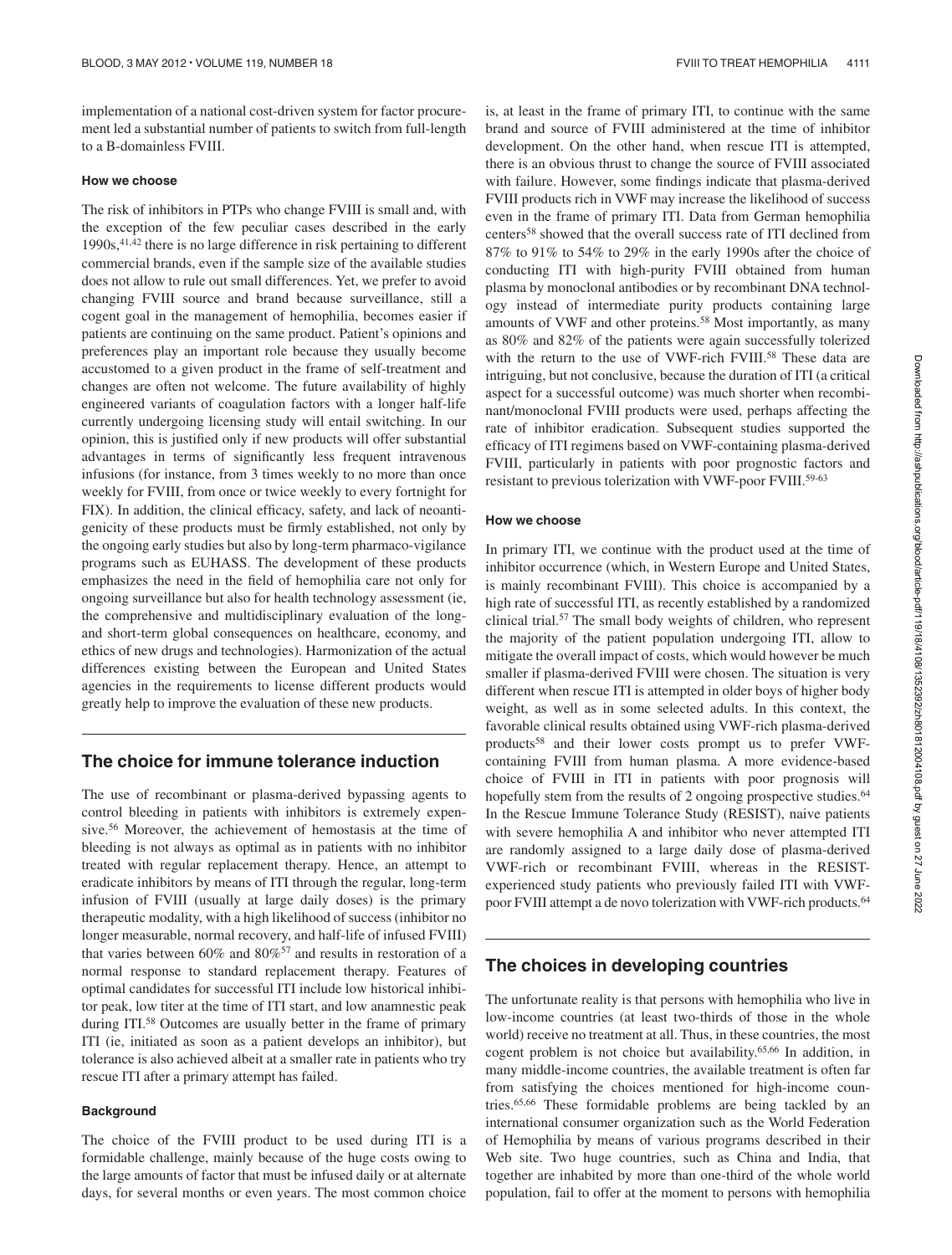implementation of a national cost-driven system for factor procurement led a substantial number of patients to switch from full-length to a B-domainless FVIII.

#### How we choose

The risk of inhibitors in PTPs who change FVIII is small and, with the exception of the few peculiar cases described in the early 1990s,[41,42] there is no large difference in risk pertaining to different commercial brands, even if the sample size of the available studies does not allow to rule out small differences. Yet, we prefer to avoid changing FVIII source and brand because surveillance, still a cogent goal in the management of hemophilia, becomes easier if patients are continuing on the same product. Patient's opinions and preferences play an important role because they usually become accustomed to a given product in the frame of self-treatment and changes are often not welcome. The future availability of highly engineered variants of coagulation factors with a longer half-life currently undergoing licensing study will entail switching. In our opinion, this is justified only if new products will offer substantial advantages in terms of significantly less frequent intravenous infusions (for instance, from 3 times weekly to no more than once weekly for FVIII, from once or twice weekly to every fortnight for FIX). In addition, the clinical efficacy, safety, and lack of neoantigenicity of these products must be firmly established, not only by the ongoing early studies but also by long-term pharmaco-vigilance programs such as EUHASS. The development of these products emphasizes the need in the field of hemophilia care not only for ongoing surveillance but also for health technology assessment (ie, the comprehensive and multidisciplinary evaluation of the long- and short-term global consequences on healthcare, economy, and ethics of new drugs and technologies). Harmonization of the actual differences existing between the European and United States agencies in the requirements to license different products would greatly help to improve the evaluation of these new products.

## The choice for immune tolerance induction

The use of recombinant or plasma-derived bypassing agents to control bleeding in patients with inhibitors is extremely expensive.[56] Moreover, the achievement of hemostasis at the time of bleeding is not always as optimal as in patients with no inhibitor treated with regular replacement therapy. Hence, an attempt to eradicate inhibitors by means of ITI through the regular, long-term infusion of FVIII (usually at large daily doses) is the primary therapeutic modality, with a high likelihood of success (inhibitor no longer measurable, normal recovery, and half-life of infused FVIII) that varies between 60% and 80%[57] and results in restoration of a normal response to standard replacement therapy. Features of optimal candidates for successful ITI include low historical inhibitor peak, low titer at the time of ITI start, and low anamnestic peak during ITI.[58] Outcomes are usually better in the frame of primary ITI (ie, initiated as soon as a patient develops an inhibitor), but tolerance is also achieved albeit at a smaller rate in patients who try rescue ITI after a primary attempt has failed.

#### Background

The choice of the FVIII product to be used during ITI is a formidable challenge, mainly because of the huge costs owing to the large amounts of factor that must be infused daily or at alternate days, for several months or even years. The most common choice is, at least in the frame of primary ITI, to continue with the same brand and source of FVIII administered at the time of inhibitor development. On the other hand, when rescue ITI is attempted, there is an obvious thrust to change the source of FVIII associated with failure. However, some findings indicate that plasma-derived FVIII products rich in VWF may increase the likelihood of success even in the frame of primary ITI. Data from German hemophilia centers[58] showed that the overall success rate of ITI declined from 87% to 91% to 54% to 29% in the early 1990s after the choice of conducting ITI with high-purity FVIII obtained from human plasma by monoclonal antibodies or by recombinant DNA technology instead of intermediate purity products containing large amounts of VWF and other proteins.[58] Most importantly, as many as 80% and 82% of the patients were again successfully tolerized with the return to the use of VWF-rich FVIII.[58] These data are intriguing, but not conclusive, because the duration of ITI (a critical aspect for a successful outcome) was much shorter when recombinant/monoclonal FVIII products were used, perhaps affecting the rate of inhibitor eradication. Subsequent studies supported the efficacy of ITI regimens based on VWF-containing plasma-derived FVIII, particularly in patients with poor prognostic factors and resistant to previous tolerization with VWF-poor FVIII.[59-63]

#### How we choose

In primary ITI, we continue with the product used at the time of inhibitor occurrence (which, in Western Europe and United States, is mainly recombinant FVIII). This choice is accompanied by a high rate of successful ITI, as recently established by a randomized clinical trial.[57] The small body weights of children, who represent the majority of the patient population undergoing ITI, allow to mitigate the overall impact of costs, which would however be much smaller if plasma-derived FVIII were chosen. The situation is very different when rescue ITI is attempted in older boys of higher body weight, as well as in some selected adults. In this context, the favorable clinical results obtained using VWF-rich plasma-derived products[58] and their lower costs prompt us to prefer VWF-containing FVIII from human plasma. A more evidence-based choice of FVIII in ITI in patients with poor prognosis will hopefully stem from the results of 2 ongoing prospective studies.[64] In the Rescue Immune Tolerance Study (RESIST), naive patients with severe hemophilia A and inhibitor who never attempted ITI are randomly assigned to a large daily dose of plasma-derived VWF-rich or recombinant FVIII, whereas in the RESIST-experienced study patients who previously failed ITI with VWF-poor FVIII attempt a de novo tolerization with VWF-rich products.[64]

## The choices in developing countries

The unfortunate reality is that persons with hemophilia who live in low-income countries (at least two-thirds of those in the whole world) receive no treatment at all. Thus, in these countries, the most cogent problem is not choice but availability.[65,66] In addition, in many middle-income countries, the available treatment is often far from satisfying the choices mentioned for high-income countries.[65,66] These formidable problems are being tackled by an international consumer organization such as the World Federation of Hemophilia by means of various programs described in their Web site. Two huge countries, such as China and India, that together are inhabited by more than one-third of the whole world population, fail to offer at the moment to persons with hemophilia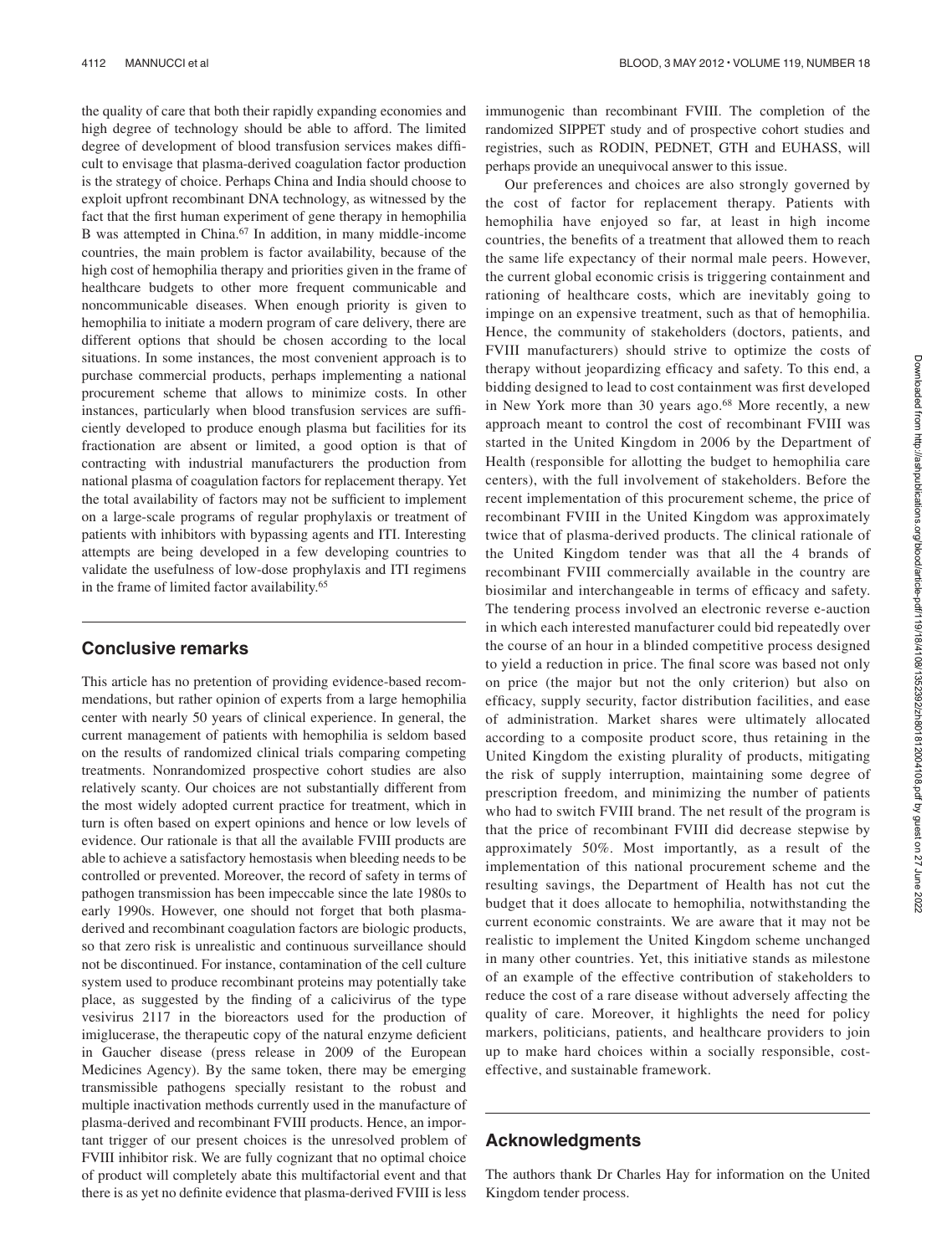the quality of care that both their rapidly expanding economies and high degree of technology should be able to afford. The limited degree of development of blood transfusion services makes difficult to envisage that plasma-derived coagulation factor production is the strategy of choice. Perhaps China and India should choose to exploit upfront recombinant DNA technology, as witnessed by the fact that the first human experiment of gene therapy in hemophilia B was attempted in China.[67] In addition, in many middle-income countries, the main problem is factor availability, because of the high cost of hemophilia therapy and priorities given in the frame of healthcare budgets to other more frequent communicable and noncommunicable diseases. When enough priority is given to hemophilia to initiate a modern program of care delivery, there are different options that should be chosen according to the local situations. In some instances, the most convenient approach is to purchase commercial products, perhaps implementing a national procurement scheme that allows to minimize costs. In other instances, particularly when blood transfusion services are sufficiently developed to produce enough plasma but facilities for its fractionation are absent or limited, a good option is that of contracting with industrial manufacturers the production from national plasma of coagulation factors for replacement therapy. Yet the total availability of factors may not be sufficient to implement on a large-scale programs of regular prophylaxis or treatment of patients with inhibitors with bypassing agents and ITI. Interesting attempts are being developed in a few developing countries to validate the usefulness of low-dose prophylaxis and ITI regimens in the frame of limited factor availability.[65]

## Conclusive remarks

This article has no pretention of providing evidence-based recommendations, but rather opinion of experts from a large hemophilia center with nearly 50 years of clinical experience. In general, the current management of patients with hemophilia is seldom based on the results of randomized clinical trials comparing competing treatments. Nonrandomized prospective cohort studies are also relatively scanty. Our choices are not substantially different from the most widely adopted current practice for treatment, which in turn is often based on expert opinions and hence or low levels of evidence. Our rationale is that all the available FVIII products are able to achieve a satisfactory hemostasis when bleeding needs to be controlled or prevented. Moreover, the record of safety in terms of pathogen transmission has been impeccable since the late 1980s to early 1990s. However, one should not forget that both plasma-derived and recombinant coagulation factors are biologic products, so that zero risk is unrealistic and continuous surveillance should not be discontinued. For instance, contamination of the cell culture system used to produce recombinant proteins may potentially take place, as suggested by the finding of a calicivirus of the type vesivirus 2117 in the bioreactors used for the production of imiglucerase, the therapeutic copy of the natural enzyme deficient in Gaucher disease (press release in 2009 of the European Medicines Agency). By the same token, there may be emerging transmissible pathogens specially resistant to the robust and multiple inactivation methods currently used in the manufacture of plasma-derived and recombinant FVIII products. Hence, an important trigger of our present choices is the unresolved problem of FVIII inhibitor risk. We are fully cognizant that no optimal choice of product will completely abate this multifactorial event and that there is as yet no definite evidence that plasma-derived FVIII is less immunogenic than recombinant FVIII. The completion of the randomized SIPPET study and of prospective cohort studies and registries, such as RODIN, PEDNET, GTH and EUHASS, will perhaps provide an unequivocal answer to this issue.

Our preferences and choices are also strongly governed by the cost of factor for replacement therapy. Patients with hemophilia have enjoyed so far, at least in high income countries, the benefits of a treatment that allowed them to reach the same life expectancy of their normal male peers. However, the current global economic crisis is triggering containment and rationing of healthcare costs, which are inevitably going to impinge on an expensive treatment, such as that of hemophilia. Hence, the community of stakeholders (doctors, patients, and FVIII manufacturers) should strive to optimize the costs of therapy without jeopardizing efficacy and safety. To this end, a bidding designed to lead to cost containment was first developed in New York more than 30 years ago.[68] More recently, a new approach meant to control the cost of recombinant FVIII was started in the United Kingdom in 2006 by the Department of Health (responsible for allotting the budget to hemophilia care centers), with the full involvement of stakeholders. Before the recent implementation of this procurement scheme, the price of recombinant FVIII in the United Kingdom was approximately twice that of plasma-derived products. The clinical rationale of the United Kingdom tender was that all the 4 brands of recombinant FVIII commercially available in the country are biosimilar and interchangeable in terms of efficacy and safety. The tendering process involved an electronic reverse e-auction in which each interested manufacturer could bid repeatedly over the course of an hour in a blinded competitive process designed to yield a reduction in price. The final score was based not only on price (the major but not the only criterion) but also on efficacy, supply security, factor distribution facilities, and ease of administration. Market shares were ultimately allocated according to a composite product score, thus retaining in the United Kingdom the existing plurality of products, mitigating the risk of supply interruption, maintaining some degree of prescription freedom, and minimizing the number of patients who had to switch FVIII brand. The net result of the program is that the price of recombinant FVIII did decrease stepwise by approximately 50%. Most importantly, as a result of the implementation of this national procurement scheme and the resulting savings, the Department of Health has not cut the budget that it does allocate to hemophilia, notwithstanding the current economic constraints. We are aware that it may not be realistic to implement the United Kingdom scheme unchanged in many other countries. Yet, this initiative stands as milestone of an example of the effective contribution of stakeholders to reduce the cost of a rare disease without adversely affecting the quality of care. Moreover, it highlights the need for policy markers, politicians, patients, and healthcare providers to join up to make hard choices within a socially responsible, cost-effective, and sustainable framework.

## Acknowledgments

The authors thank Dr Charles Hay for information on the United Kingdom tender process.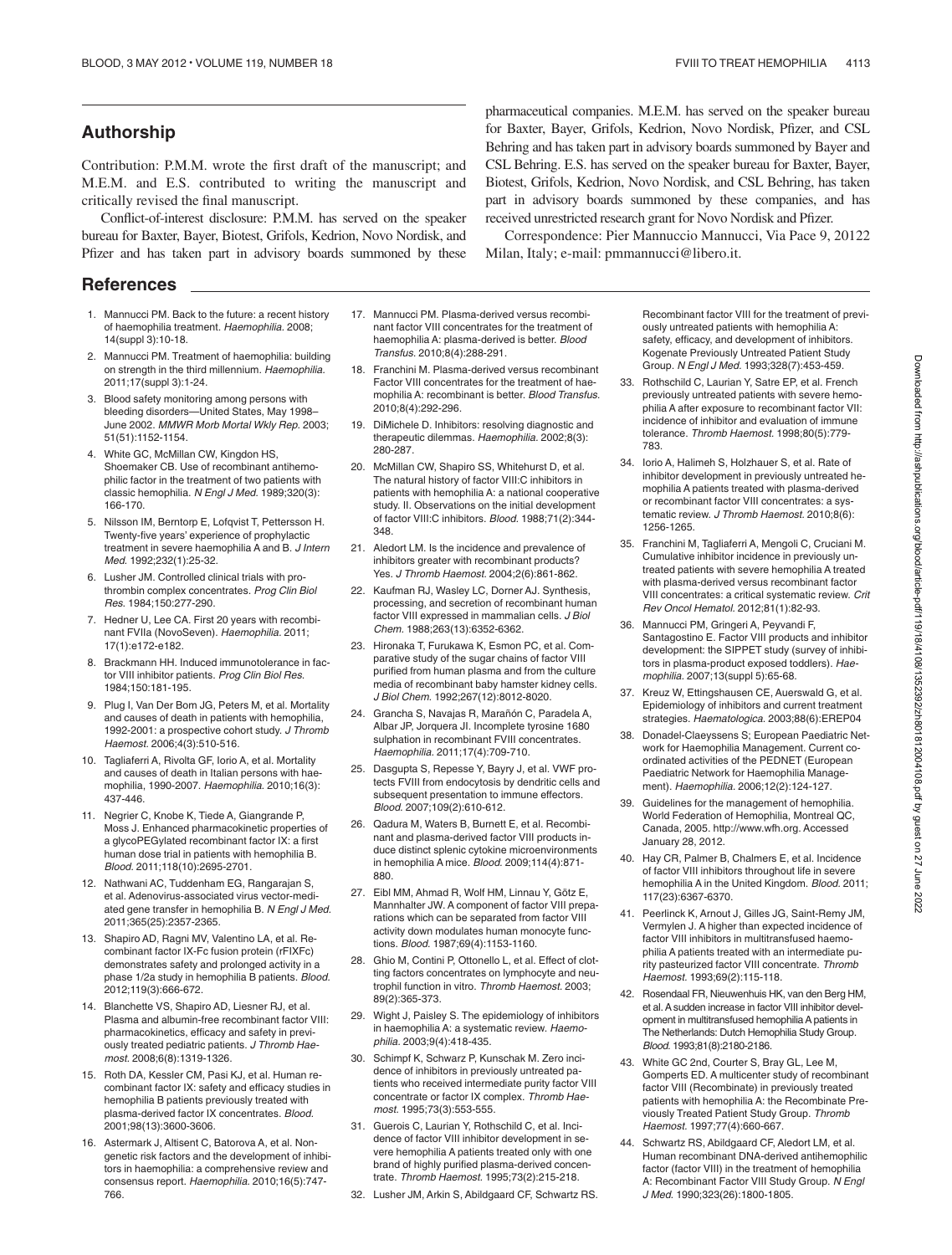## Authorship

Contribution: P.M.M. wrote the first draft of the manuscript; and M.E.M. and E.S. contributed to writing the manuscript and critically revised the final manuscript.

Conflict-of-interest disclosure: P.M.M. has served on the speaker bureau for Baxter, Bayer, Biotest, Grifols, Kedrion, Novo Nordisk, and Pfizer and has taken part in advisory boards summoned by these pharmaceutical companies. M.E.M. has served on the speaker bureau for Baxter, Bayer, Grifols, Kedrion, Novo Nordisk, Pfizer, and CSL Behring and has taken part in advisory boards summoned by Bayer and CSL Behring. E.S. has served on the speaker bureau for Baxter, Bayer, Biotest, Grifols, Kedrion, Novo Nordisk, and CSL Behring, has taken part in advisory boards summoned by these companies, and has received unrestricted research grant for Novo Nordisk and Pfizer.

Correspondence: Pier Mannuccio Mannucci, Via Pace 9, 20122 Milan, Italy; e-mail: pmmannucci@libero.it.

## References

1. Mannucci PM. Back to the future: a recent history of haemophilia treatment. *Haemophilia.* 2008; 14(suppl 3):10-18.
2. Mannucci PM. Treatment of haemophilia: building on strength in the third millennium. *Haemophilia.* 2011;17(suppl 3):1-24.
3. Blood safety monitoring among persons with bleeding disorders—United States, May 1998–June 2002. *MMWR Morb Mortal Wkly Rep.* 2003; 51(51):1152-1154.
4. White GC, McMillan CW, Kingdon HS, Shoemaker CB. Use of recombinant antihemophilic factor in the treatment of two patients with classic hemophilia. *N Engl J Med.* 1989;320(3): 166-170.
5. Nilsson IM, Berntorp E, Lofqvist T, Pettersson H. Twenty-five years' experience of prophylactic treatment in severe haemophilia A and B. *J Intern Med.* 1992;232(1):25-32.
6. Lusher JM. Controlled clinical trials with prothrombin complex concentrates. *Prog Clin Biol Res.* 1984;150:277-290.
7. Hedner U, Lee CA. First 20 years with recombinant FVIIa (NovoSeven). *Haemophilia.* 2011; 17(1):e172-e182.
8. Brackmann HH. Induced immunotolerance in factor VIII inhibitor patients. *Prog Clin Biol Res.* 1984;150:181-195.
9. Plug I, Van Der Bom JG, Peters M, et al. Mortality and causes of death in patients with hemophilia, 1992-2001: a prospective cohort study. *J Thromb Haemost.* 2006;4(3):510-516.
10. Tagliaferri A, Rivolta GF, Iorio A, et al. Mortality and causes of death in Italian persons with haemophilia, 1990-2007. *Haemophilia.* 2010;16(3): 437-446.
11. Negrier C, Knobe K, Tiede A, Giangrande P, Moss J. Enhanced pharmacokinetic properties of a glycoPEGylated recombinant factor IX: a first human dose trial in patients with hemophilia B. *Blood.* 2011;118(10):2695-2701.
12. Nathwani AC, Tuddenham EG, Rangarajan S, et al. Adenovirus-associated virus vector-mediated gene transfer in hemophilia B. *N Engl J Med.* 2011;365(25):2357-2365.
13. Shapiro AD, Ragni MV, Valentino LA, et al. Recombinant factor IX-Fc fusion protein (rFIXFc) demonstrates safety and prolonged activity in a phase 1/2a study in hemophilia B patients. *Blood.* 2012;119(3):666-672.
14. Blanchette VS, Shapiro AD, Liesner RJ, et al. Plasma and albumin-free recombinant factor VIII: pharmacokinetics, efficacy and safety in previously treated pediatric patients. *J Thromb Haemost.* 2008;6(8):1319-1326.
15. Roth DA, Kessler CM, Pasi KJ, et al. Human recombinant factor IX: safety and efficacy studies in hemophilia B patients previously treated with plasma-derived factor IX concentrates. *Blood.* 2001;98(13):3600-3606.
16. Astermark J, Altisent C, Batorova A, et al. Non-genetic risk factors and the development of inhibitors in haemophilia: a comprehensive review and consensus report. *Haemophilia.* 2010;16(5):747-766.
17. Mannucci PM. Plasma-derived versus recombinant factor VIII concentrates for the treatment of haemophilia A: plasma-derived is better. *Blood Transfus.* 2010;8(4):288-291.
18. Franchini M. Plasma-derived versus recombinant Factor VIII concentrates for the treatment of haemophilia A: recombinant is better. *Blood Transfus.* 2010;8(4):292-296.
19. DiMichele D. Inhibitors: resolving diagnostic and therapeutic dilemmas. *Haemophilia.* 2002;8(3): 280-287.
20. McMillan CW, Shapiro SS, Whitehurst D, et al. The natural history of factor VIII:C inhibitors in patients with hemophilia A: a national cooperative study. II. Observations on the initial development of factor VIII:C inhibitors. *Blood.* 1988;71(2):344-348.
21. Aledort LM. Is the incidence and prevalence of inhibitors greater with recombinant products? Yes. *J Thromb Haemost.* 2004;2(6):861-862.
22. Kaufman RJ, Wasley LC, Dorner AJ. Synthesis, processing, and secretion of recombinant human factor VIII expressed in mammalian cells. *J Biol Chem.* 1988;263(13):6352-6362.
23. Hironaka T, Furukawa K, Esmon PC, et al. Comparative study of the sugar chains of factor VIII purified from human plasma and from the culture media of recombinant baby hamster kidney cells. *J Biol Chem.* 1992;267(12):8012-8020.
24. Grancha S, Navajas R, Marañón C, Paradela A, Albar JP, Jorquera JI. Incomplete tyrosine 1680 sulphation in recombinant FVIII concentrates. *Haemophilia.* 2011;17(4):709-710.
25. Dasgupta S, Repesse Y, Bayry J, et al. VWF protects FVIII from endocytosis by dendritic cells and subsequent presentation to immune effectors. *Blood.* 2007;109(2):610-612.
26. Qadura M, Waters B, Burnett E, et al. Recombinant and plasma-derived factor VIII products induce distinct splenic cytokine microenvironments in hemophilia A mice. *Blood.* 2009;114(4):871-880.
27. Eibl MM, Ahmad R, Wolf HM, Linnau Y, Götz E, Mannhalter JW. A component of factor VIII preparations which can be separated from factor VIII activity down modulates human monocyte functions. *Blood.* 1987;69(4):1153-1160.
28. Ghio M, Contini P, Ottonello L, et al. Effect of clotting factors concentrates on lymphocyte and neutrophil function in vitro. *Thromb Haemost.* 2003; 89(2):365-373.
29. Wight J, Paisley S. The epidemiology of inhibitors in haemophilia A: a systematic review. *Haemophilia.* 2003;9(4):418-435.
30. Schimpf K, Schwarz P, Kunschak M. Zero incidence of inhibitors in previously untreated patients who received intermediate purity factor VIII concentrate or factor IX complex. *Thromb Haemost.* 1995;73(3):553-555.
31. Guerois C, Laurian Y, Rothschild C, et al. Incidence of factor VIII inhibitor development in severe hemophilia A patients treated only with one brand of highly purified plasma-derived concentrate. *Thromb Haemost.* 1995;73(2):215-218.
32. Lusher JM, Arkin S, Abildgaard CF, Schwartz RS. Recombinant factor VIII for the treatment of previously untreated patients with hemophilia A: safety, efficacy, and development of inhibitors. Kogenate Previously Untreated Patient Study Group. *N Engl J Med.* 1993;328(7):453-459.
33. Rothschild C, Laurian Y, Satre EP, et al. French previously untreated patients with severe hemophilia A after exposure to recombinant factor VII: incidence of inhibitor and evaluation of immune tolerance. *Thromb Haemost.* 1998;80(5):779-783.
34. Iorio A, Halimeh S, Holzhauer S, et al. Rate of inhibitor development in previously untreated hemophilia A patients treated with plasma-derived or recombinant factor VIII concentrates: a systematic review. *J Thromb Haemost.* 2010;8(6): 1256-1265.
35. Franchini M, Tagliaferri A, Mengoli C, Cruciani M. Cumulative inhibitor incidence in previously untreated patients with severe hemophilia A treated with plasma-derived versus recombinant factor VIII concentrates: a critical systematic review. *Crit Rev Oncol Hematol.* 2012;81(1):82-93.
36. Mannucci PM, Gringeri A, Peyvandi F, Santagostino E. Factor VIII products and inhibitor development: the SIPPET study (survey of inhibitors in plasma-product exposed toddlers). *Haemophilia.* 2007;13(suppl 5):65-68.
37. Kreuz W, Ettingshausen CE, Auerswald G, et al. Epidemiology of inhibitors and current treatment strategies. *Haematologica.* 2003;88(6):EREP04
38. Donadel-Claeyssens S; European Paediatric Network for Haemophilia Management. Current co-ordinated activities of the PEDNET (European Paediatric Network for Haemophilia Management). *Haemophilia.* 2006;12(2):124-127.
39. Guidelines for the management of hemophilia. World Federation of Hemophilia, Montreal QC, Canada, 2005. http://www.wfh.org. Accessed January 28, 2012.
40. Hay CR, Palmer B, Chalmers E, et al. Incidence of factor VIII inhibitors throughout life in severe hemophilia A in the United Kingdom. *Blood.* 2011; 117(23):6367-6370.
41. Peerlinck K, Arnout J, Gilles JG, Saint-Remy JM, Vermylen J. A higher than expected incidence of factor VIII inhibitors in multitransfused haemophilia A patients treated with an intermediate purity pasteurized factor VIII concentrate. *Thromb Haemost.* 1993;69(2):115-118.
42. Rosendaal FR, Nieuwenhuis HK, van den Berg HM, et al. A sudden increase in factor VIII inhibitor development in multitransfused hemophilia A patients in The Netherlands: Dutch Hemophilia Study Group. *Blood.* 1993;81(8):2180-2186.
43. White GC 2nd, Courter S, Bray GL, Lee M, Gomperts ED. A multicenter study of recombinant factor VIII (Recombinate) in previously treated patients with hemophilia A: the Recombinate Previously Treated Patient Study Group. *Thromb Haemost.* 1997;77(4):660-667.
44. Schwartz RS, Abildgaard CF, Aledort LM, et al. Human recombinant DNA-derived antihemophilic factor (factor VIII) in the treatment of hemophilia A: Recombinant Factor VIII Study Group. *N Engl J Med.* 1990;323(26):1800-1805.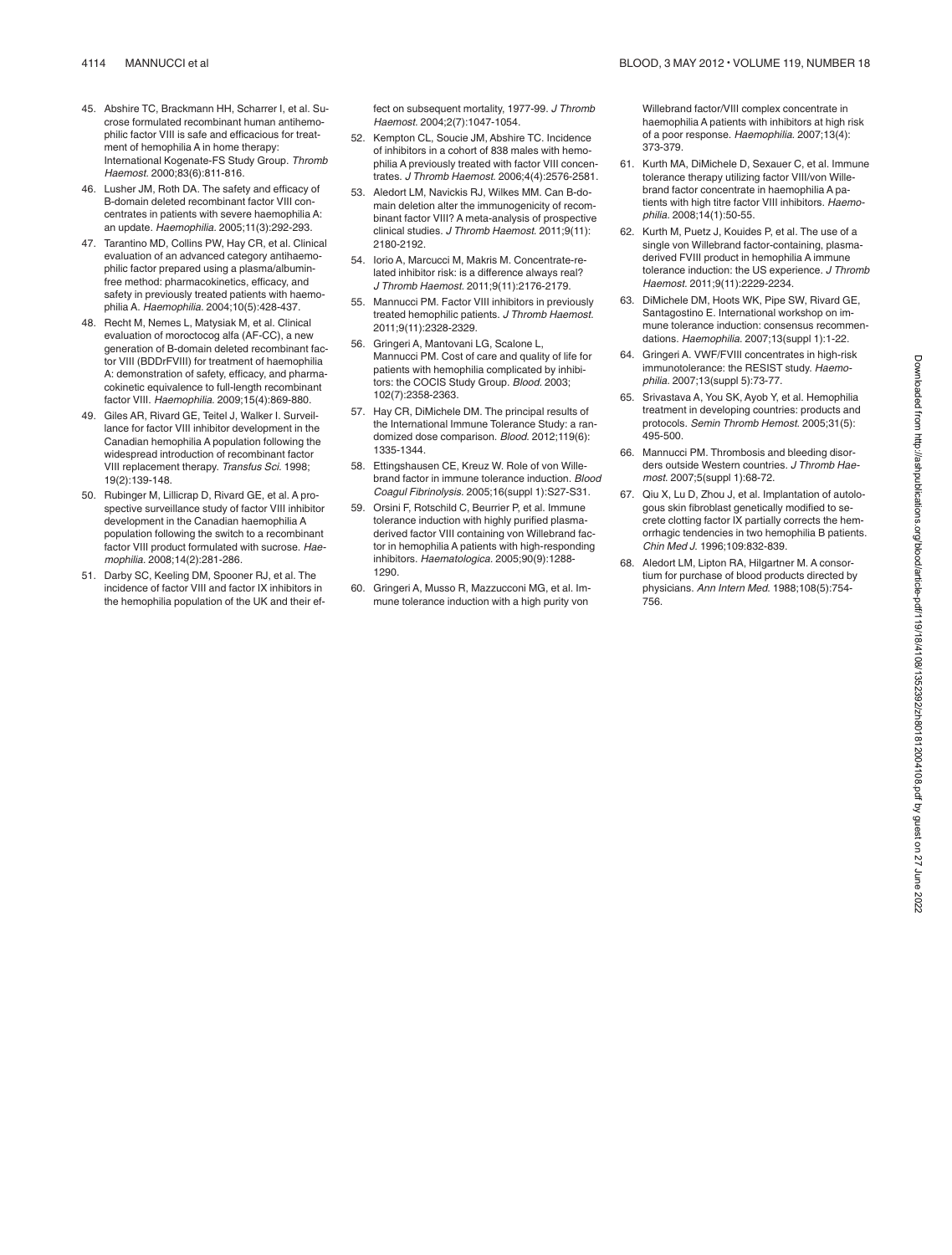45. Abshire TC, Brackmann HH, Scharrer I, et al. Sucrose formulated recombinant human antihemophilic factor VIII is safe and efficacious for treatment of hemophilia A in home therapy: International Kogenate-FS Study Group. *Thromb Haemost.* 2000;83(6):811-816.
46. Lusher JM, Roth DA. The safety and efficacy of B-domain deleted recombinant factor VIII concentrates in patients with severe haemophilia A: an update. *Haemophilia.* 2005;11(3):292-293.
47. Tarantino MD, Collins PW, Hay CR, et al. Clinical evaluation of an advanced category antihaemophilic factor prepared using a plasma/albumin-free method: pharmacokinetics, efficacy, and safety in previously treated patients with haemophilia A. *Haemophilia.* 2004;10(5):428-437.
48. Recht M, Nemes L, Matysiak M, et al. Clinical evaluation of moroctocog alfa (AF-CC), a new generation of B-domain deleted recombinant factor VIII (BDDrFVIII) for treatment of haemophilia A: demonstration of safety, efficacy, and pharmacokinetic equivalence to full-length recombinant factor VIII. *Haemophilia.* 2009;15(4):869-880.
49. Giles AR, Rivard GE, Teitel J, Walker I. Surveillance for factor VIII inhibitor development in the Canadian hemophilia A population following the widespread introduction of recombinant factor VIII replacement therapy. *Transfus Sci.* 1998;19(2):139-148.
50. Rubinger M, Lillicrap D, Rivard GE, et al. A prospective surveillance study of factor VIII inhibitor development in the Canadian haemophilia A population following the switch to a recombinant factor VIII product formulated with sucrose. *Haemophilia.* 2008;14(2):281-286.
51. Darby SC, Keeling DM, Spooner RJ, et al. The incidence of factor VIII and factor IX inhibitors in the hemophilia population of the UK and their effect on subsequent mortality, 1977-99. *J Thromb Haemost.* 2004;2(7):1047-1054.
52. Kempton CL, Soucie JM, Abshire TC. Incidence of inhibitors in a cohort of 838 males with hemophilia A previously treated with factor VIII concentrates. *J Thromb Haemost.* 2006;4(4):2576-2581.
53. Aledort LM, Navickis RJ, Wilkes MM. Can B-domain deletion alter the immunogenicity of recombinant factor VIII? A meta-analysis of prospective clinical studies. *J Thromb Haemost.* 2011;9(11):2180-2192.
54. Iorio A, Marcucci M, Makris M. Concentrate-related inhibitor risk: is a difference always real? *J Thromb Haemost.* 2011;9(11):2176-2179.
55. Mannucci PM. Factor VIII inhibitors in previously treated hemophilic patients. *J Thromb Haemost.* 2011;9(11):2328-2329.
56. Gringeri A, Mantovani LG, Scalone L, Mannucci PM. Cost of care and quality of life for patients with hemophilia complicated by inhibitors: the COCIS Study Group. *Blood.* 2003;102(7):2358-2363.
57. Hay CR, DiMichele DM. The principal results of the International Immune Tolerance Study: a randomized dose comparison. *Blood.* 2012;119(6):1335-1344.
58. Ettingshausen CE, Kreuz W. Role of von Willebrand factor in immune tolerance induction. *Blood Coagul Fibrinolysis.* 2005;16(suppl 1):S27-S31.
59. Orsini F, Rotschild C, Beurrier P, et al. Immune tolerance induction with highly purified plasma-derived factor VIII containing von Willebrand factor in hemophilia A patients with high-responding inhibitors. *Haematologica.* 2005;90(9):1288-1290.
60. Gringeri A, Musso R, Mazzucconi MG, et al. Immune tolerance induction with a high purity von Willebrand factor/VIII complex concentrate in haemophilia A patients with inhibitors at high risk of a poor response. *Haemophilia.* 2007;13(4):373-379.
61. Kurth MA, DiMichele D, Sexauer C, et al. Immune tolerance therapy utilizing factor VIII/von Willebrand factor concentrate in haemophilia A patients with high titre factor VIII inhibitors. *Haemophilia.* 2008;14(1):50-55.
62. Kurth M, Puetz J, Kouides P, et al. The use of a single von Willebrand factor-containing, plasma-derived FVIII product in hemophilia A immune tolerance induction: the US experience. *J Thromb Haemost.* 2011;9(11):2229-2234.
63. DiMichele DM, Hoots WK, Pipe SW, Rivard GE, Santagostino E. International workshop on immune tolerance induction: consensus recommendations. *Haemophilia.* 2007;13(suppl 1):1-22.
64. Gringeri A. VWF/FVIII concentrates in high-risk immunotolerance: the RESIST study. *Haemophilia.* 2007;13(suppl 5):73-77.
65. Srivastava A, You SK, Ayob Y, et al. Hemophilia treatment in developing countries: products and protocols. *Semin Thromb Hemost.* 2005;31(5):495-500.
66. Mannucci PM. Thrombosis and bleeding disorders outside Western countries. *J Thromb Haemost.* 2007;5(suppl 1):68-72.
67. Qiu X, Lu D, Zhou J, et al. Implantation of autologous skin fibroblast genetically modified to secrete clotting factor IX partially corrects the hemorrhagic tendencies in two hemophilia B patients. *Chin Med J.* 1996;109:832-839.
68. Aledort LM, Lipton RA, Hilgartner M. A consortium for purchase of blood products directed by physicians. *Ann Intern Med.* 1988;108(5):754-756.